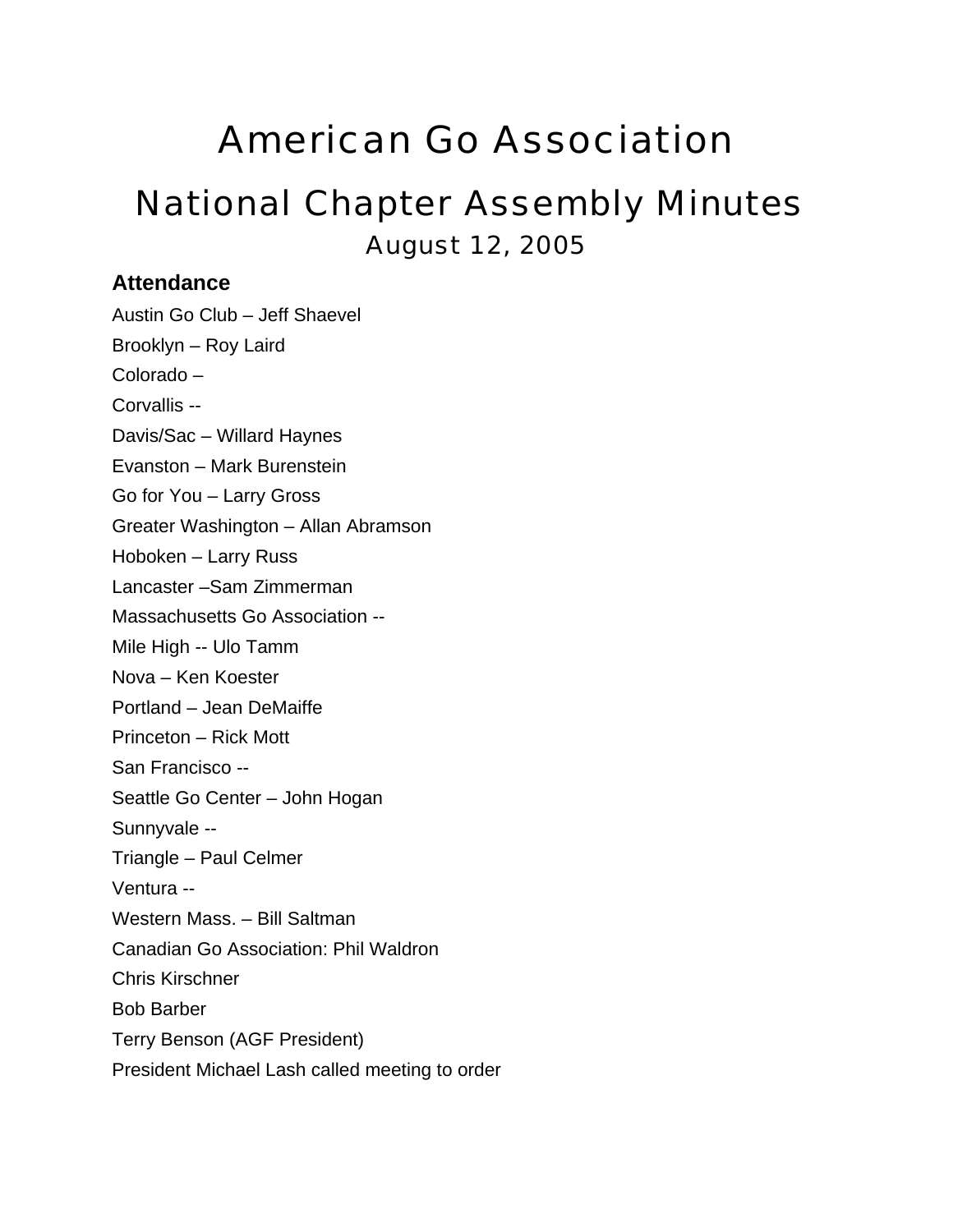# American Go Association

## National Chapter Assembly Minutes

August 12, 2005

### Attendance

Austin Go Club – Jeff Shaevel

Brooklyn – Roy Laird

Colorado –

Corvallis --

Davis/Sac – Willard Haynes

Evanston – Mark Burenstein

Go for You – Larry Gross

Greater Washington – Allan Abramson

Hoboken – Larry Russ

Lancaster –Sam Zimmerman

Massachusetts Go Association --

Mile High -- Ulo Tamm

Nova – Ken Koester

Portland – Jean DeMaiffe

Princeton – Rick Mott

San Francisco --

Seattle Go Center – John Hogan

Sunnyvale --

Triangle – Paul Celmer

Ventura --

Western Mass. – Bill Saltman

Canadian Go Association: Phil Waldron

Chris Kirschner

Bob Barber

Terry Benson (AGF President)

President Michael Lash called meeting to order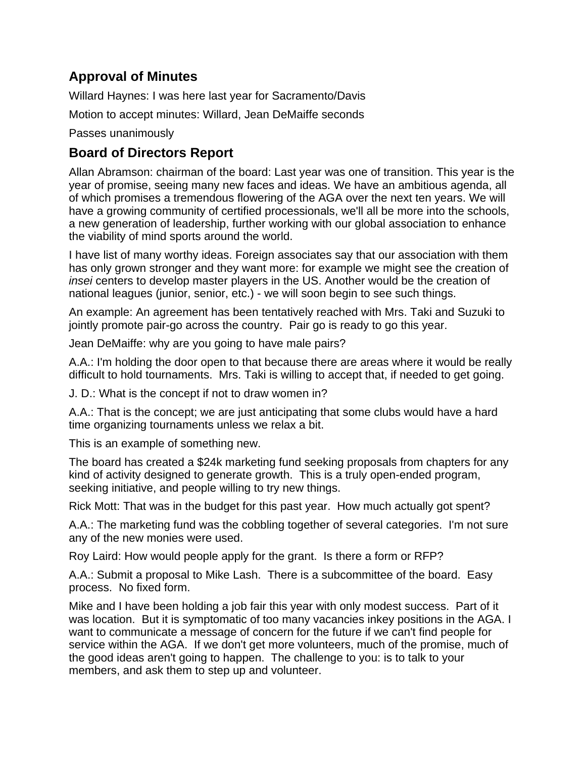## Approval of Minutes

Willard Haynes: I was here last year for Sacramento/Davis

Motion to accept minutes: Willard, Jean DeMaiffe seconds

Passes unanimously

## Board of Directors Report

Allan Abramson: chairman of the board: Last year was one of transition. This year is the year of promise, seeing many new faces and ideas. We have an ambitious agenda, all of which promises a tremendous flowering of the AGA over the next ten years. We will have a growing community of certified processionals, we'll all be more into the schools, a new generation of leadership, further working with our global association to enhance the viability of mind sports around the world.

I have list of many worthy ideas. Foreign associates say that our association with them has only grown stronger and they want more: for example we might see the creation of *insei* centers to develop master players in the US. Another would be the creation of national leagues (junior, senior, etc.) - we will soon begin to see such things.

An example: An agreement has been tentatively reached with Mrs. Taki and Suzuki to jointly promote pair-go across the country.  Pair go is ready to go this year.

Jean DeMaiffe: why are you going to have male pairs?

A.A.: I'm holding the door open to that because there are areas where it would be really difficult to hold tournaments.  Mrs. Taki is willing to accept that, if needed to get going.

J. D.: What is the concept if not to draw women in?

A.A.: That is the concept; we are just anticipating that some clubs would have a hard time organizing tournaments unless we relax a bit.

This is an example of something new.

The board has created a $24k marketing fund seeking proposals from chapters for any kind of activity designed to generate growth.  This is a truly open-ended program, seeking initiative, and people willing to try new things.

Rick Mott: That was in the budget for this past year.  How much actually got spent?

A.A.: The marketing fund was the cobbling together of several categories.  I'm not sure any of the new monies were used.

Roy Laird: How would people apply for the grant.  Is there a form or RFP?

A.A.: Submit a proposal to Mike Lash.  There is a subcommittee of the board.  Easy process.  No fixed form.

Mike and I have been holding a job fair this year with only modest success.  Part of it was location.  But it is symptomatic of too many vacancies inkey positions in the AGA. I want to communicate a message of concern for the future if we can't find people for service within the AGA.  If we don't get more volunteers, much of the promise, much of the good ideas aren't going to happen.  The challenge to you: is to talk to your members, and ask them to step up and volunteer.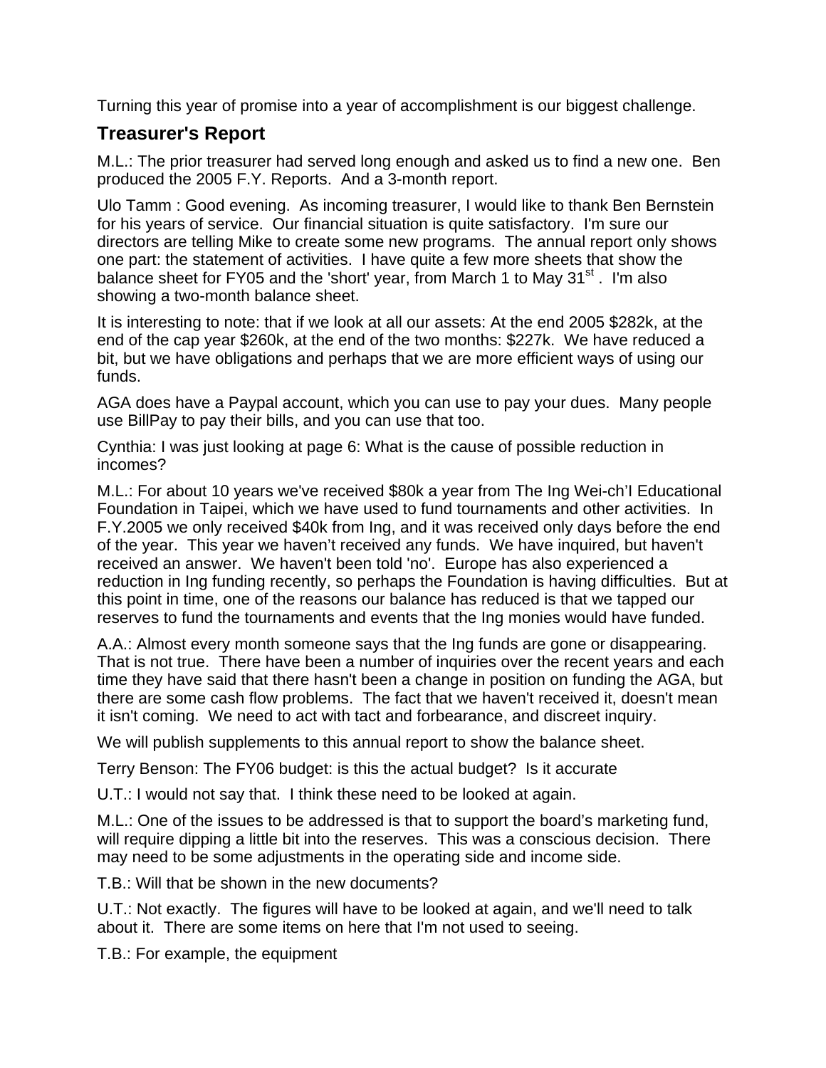Turning this year of promise into a year of accomplishment is our biggest challenge.

## Treasurer's Report

M.L.: The prior treasurer had served long enough and asked us to find a new one. Ben produced the 2005 F.Y. Reports. And a 3-month report.

Ulo Tamm : Good evening. As incoming treasurer, I would like to thank Ben Bernstein for his years of service. Our financial situation is quite satisfactory. I'm sure our directors are telling Mike to create some new programs. The annual report only shows one part: the statement of activities. I have quite a few more sheets that show the balance sheet for FY05 and the 'short' year, from March 1 to May 31st . I'm also showing a two-month balance sheet.

It is interesting to note: that if we look at all our assets: At the end 2005 $282k, at the end of the cap year $260k, at the end of the two months: $227k. We have reduced a bit, but we have obligations and perhaps that we are more efficient ways of using our funds.

AGA does have a Paypal account, which you can use to pay your dues. Many people use BillPay to pay their bills, and you can use that too.

Cynthia: I was just looking at page 6: What is the cause of possible reduction in incomes?

M.L.: For about 10 years we've received $80k a year from The Ing Wei-ch'I Educational Foundation in Taipei, which we have used to fund tournaments and other activities. In F.Y.2005 we only received $40k from Ing, and it was received only days before the end of the year. This year we haven't received any funds. We have inquired, but haven't received an answer. We haven't been told 'no'. Europe has also experienced a reduction in Ing funding recently, so perhaps the Foundation is having difficulties. But at this point in time, one of the reasons our balance has reduced is that we tapped our reserves to fund the tournaments and events that the Ing monies would have funded.

A.A.: Almost every month someone says that the Ing funds are gone or disappearing. That is not true. There have been a number of inquiries over the recent years and each time they have said that there hasn't been a change in position on funding the AGA, but there are some cash flow problems. The fact that we haven't received it, doesn't mean it isn't coming. We need to act with tact and forbearance, and discreet inquiry.

We will publish supplements to this annual report to show the balance sheet.

Terry Benson: The FY06 budget: is this the actual budget? Is it accurate

U.T.: I would not say that. I think these need to be looked at again.

M.L.: One of the issues to be addressed is that to support the board's marketing fund, will require dipping a little bit into the reserves. This was a conscious decision. There may need to be some adjustments in the operating side and income side.

T.B.: Will that be shown in the new documents?

U.T.: Not exactly. The figures will have to be looked at again, and we'll need to talk about it. There are some items on here that I'm not used to seeing.

T.B.: For example, the equipment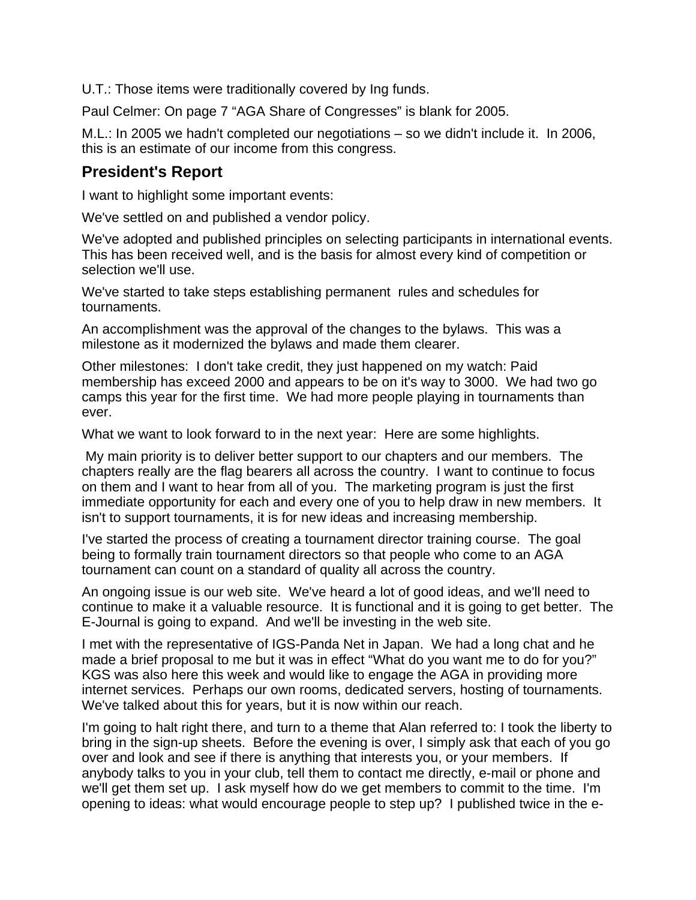U.T.: Those items were traditionally covered by Ing funds.

Paul Celmer: On page 7 “AGA Share of Congresses” is blank for 2005.

M.L.: In 2005 we hadn't completed our negotiations – so we didn't include it. In 2006, this is an estimate of our income from this congress.

## President's Report

I want to highlight some important events:

We've settled on and published a vendor policy.

We've adopted and published principles on selecting participants in international events. This has been received well, and is the basis for almost every kind of competition or selection we'll use.

We've started to take steps establishing permanent rules and schedules for tournaments.

An accomplishment was the approval of the changes to the bylaws. This was a milestone as it modernized the bylaws and made them clearer.

Other milestones: I don't take credit, they just happened on my watch: Paid membership has exceed 2000 and appears to be on it's way to 3000. We had two go camps this year for the first time. We had more people playing in tournaments than ever.

What we want to look forward to in the next year: Here are some highlights.

My main priority is to deliver better support to our chapters and our members. The chapters really are the flag bearers all across the country. I want to continue to focus on them and I want to hear from all of you. The marketing program is just the first immediate opportunity for each and every one of you to help draw in new members. It isn't to support tournaments, it is for new ideas and increasing membership.

I've started the process of creating a tournament director training course. The goal being to formally train tournament directors so that people who come to an AGA tournament can count on a standard of quality all across the country.

An ongoing issue is our web site. We've heard a lot of good ideas, and we'll need to continue to make it a valuable resource. It is functional and it is going to get better. The E-Journal is going to expand. And we'll be investing in the web site.

I met with the representative of IGS-Panda Net in Japan. We had a long chat and he made a brief proposal to me but it was in effect “What do you want me to do for you?” KGS was also here this week and would like to engage the AGA in providing more internet services. Perhaps our own rooms, dedicated servers, hosting of tournaments. We've talked about this for years, but it is now within our reach.

I'm going to halt right there, and turn to a theme that Alan referred to: I took the liberty to bring in the sign-up sheets. Before the evening is over, I simply ask that each of you go over and look and see if there is anything that interests you, or your members. If anybody talks to you in your club, tell them to contact me directly, e-mail or phone and we'll get them set up. I ask myself how do we get members to commit to the time. I'm opening to ideas: what would encourage people to step up? I published twice in the e-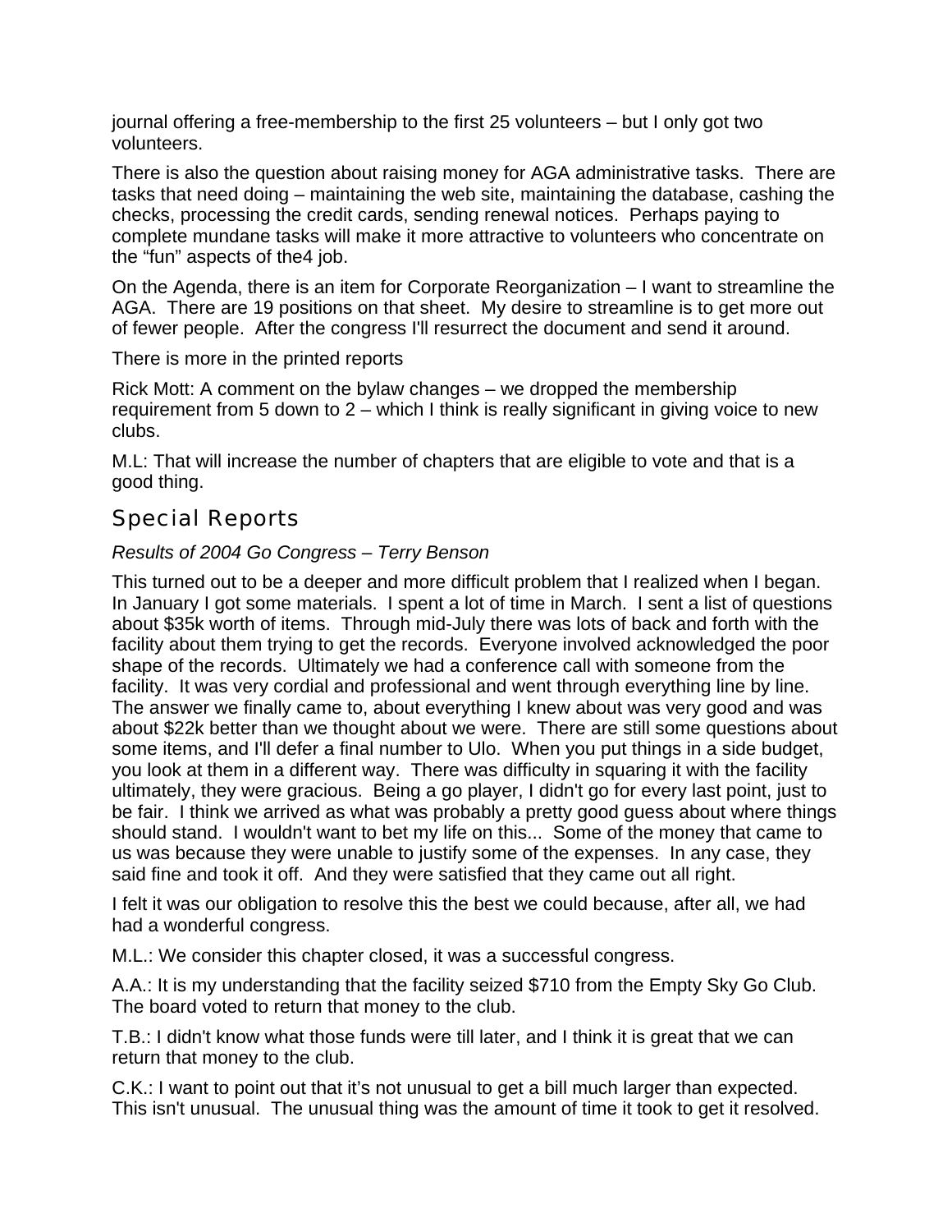journal offering a free-membership to the first 25 volunteers – but I only got two volunteers.

There is also the question about raising money for AGA administrative tasks. There are tasks that need doing – maintaining the web site, maintaining the database, cashing the checks, processing the credit cards, sending renewal notices. Perhaps paying to complete mundane tasks will make it more attractive to volunteers who concentrate on the "fun" aspects of the4 job.

On the Agenda, there is an item for Corporate Reorganization – I want to streamline the AGA. There are 19 positions on that sheet. My desire to streamline is to get more out of fewer people. After the congress I'll resurrect the document and send it around.

There is more in the printed reports

Rick Mott: A comment on the bylaw changes – we dropped the membership requirement from 5 down to 2 – which I think is really significant in giving voice to new clubs.

M.L: That will increase the number of chapters that are eligible to vote and that is a good thing.

## Special Reports

*Results of 2004 Go Congress – Terry Benson*

This turned out to be a deeper and more difficult problem that I realized when I began. In January I got some materials. I spent a lot of time in March. I sent a list of questions about $35k worth of items. Through mid-July there was lots of back and forth with the facility about them trying to get the records. Everyone involved acknowledged the poor shape of the records. Ultimately we had a conference call with someone from the facility. It was very cordial and professional and went through everything line by line. The answer we finally came to, about everything I knew about was very good and was about $22k better than we thought about we were. There are still some questions about some items, and I'll defer a final number to Ulo. When you put things in a side budget, you look at them in a different way. There was difficulty in squaring it with the facility ultimately, they were gracious. Being a go player, I didn't go for every last point, just to be fair. I think we arrived as what was probably a pretty good guess about where things should stand. I wouldn't want to bet my life on this... Some of the money that came to us was because they were unable to justify some of the expenses. In any case, they said fine and took it off. And they were satisfied that they came out all right.

I felt it was our obligation to resolve this the best we could because, after all, we had had a wonderful congress.

M.L.: We consider this chapter closed, it was a successful congress.

A.A.: It is my understanding that the facility seized $710 from the Empty Sky Go Club. The board voted to return that money to the club.

T.B.: I didn't know what those funds were till later, and I think it is great that we can return that money to the club.

C.K.: I want to point out that it's not unusual to get a bill much larger than expected. This isn't unusual. The unusual thing was the amount of time it took to get it resolved.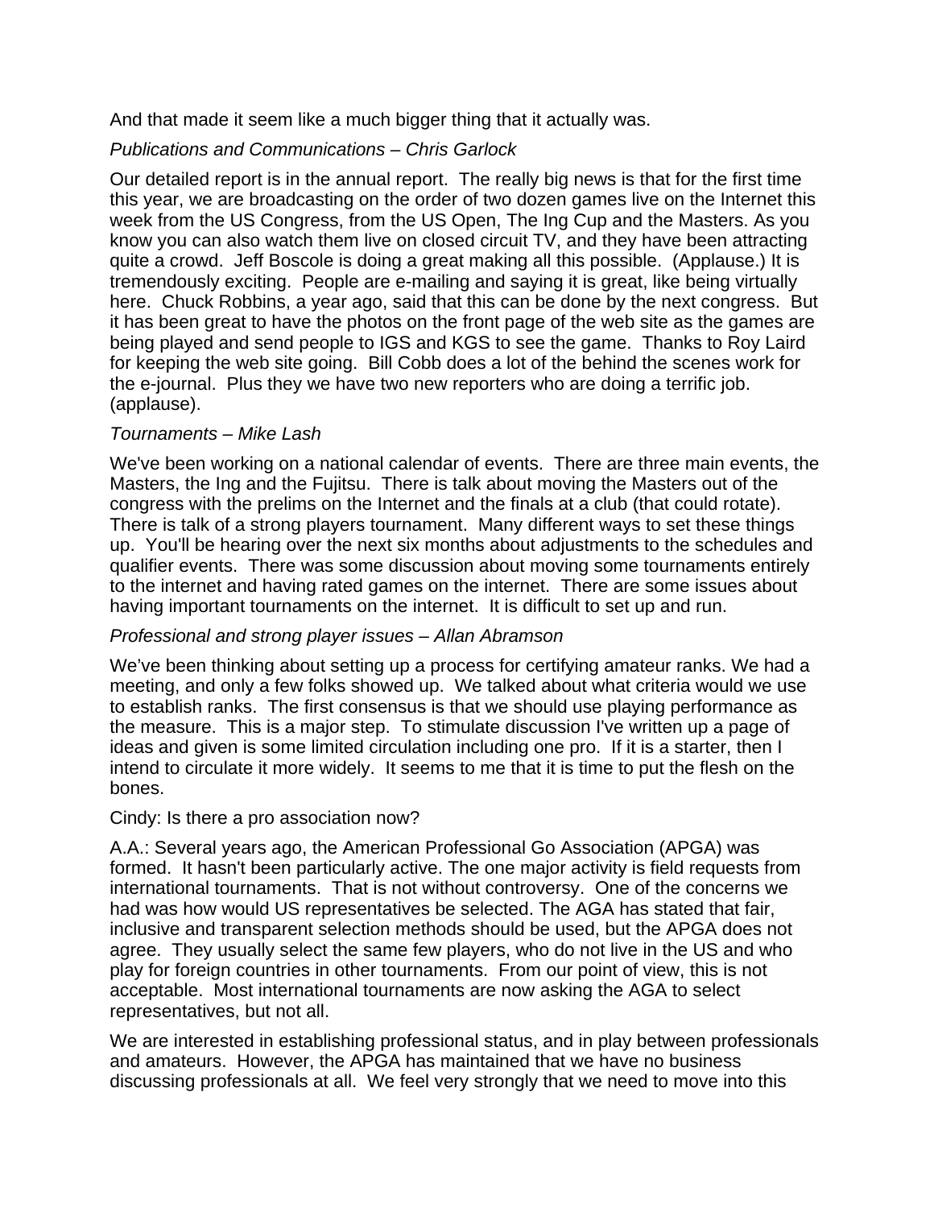And that made it seem like a much bigger thing that it actually was.

*Publications and Communications – Chris Garlock*

Our detailed report is in the annual report. The really big news is that for the first time this year, we are broadcasting on the order of two dozen games live on the Internet this week from the US Congress, from the US Open, The Ing Cup and the Masters. As you know you can also watch them live on closed circuit TV, and they have been attracting quite a crowd. Jeff Boscole is doing a great making all this possible. (Applause.) It is tremendously exciting. People are e-mailing and saying it is great, like being virtually here. Chuck Robbins, a year ago, said that this can be done by the next congress. But it has been great to have the photos on the front page of the web site as the games are being played and send people to IGS and KGS to see the game. Thanks to Roy Laird for keeping the web site going. Bill Cobb does a lot of the behind the scenes work for the e-journal. Plus they we have two new reporters who are doing a terrific job. (applause).

*Tournaments – Mike Lash*

We've been working on a national calendar of events. There are three main events, the Masters, the Ing and the Fujitsu. There is talk about moving the Masters out of the congress with the prelims on the Internet and the finals at a club (that could rotate). There is talk of a strong players tournament. Many different ways to set these things up. You'll be hearing over the next six months about adjustments to the schedules and qualifier events. There was some discussion about moving some tournaments entirely to the internet and having rated games on the internet. There are some issues about having important tournaments on the internet. It is difficult to set up and run.

*Professional and strong player issues – Allan Abramson*

We’ve been thinking about setting up a process for certifying amateur ranks. We had a meeting, and only a few folks showed up. We talked about what criteria would we use to establish ranks. The first consensus is that we should use playing performance as the measure. This is a major step. To stimulate discussion I've written up a page of ideas and given is some limited circulation including one pro. If it is a starter, then I intend to circulate it more widely. It seems to me that it is time to put the flesh on the bones.

Cindy: Is there a pro association now?

A.A.: Several years ago, the American Professional Go Association (APGA) was formed. It hasn't been particularly active. The one major activity is field requests from international tournaments. That is not without controversy. One of the concerns we had was how would US representatives be selected. The AGA has stated that fair, inclusive and transparent selection methods should be used, but the APGA does not agree. They usually select the same few players, who do not live in the US and who play for foreign countries in other tournaments. From our point of view, this is not acceptable. Most international tournaments are now asking the AGA to select representatives, but not all.

We are interested in establishing professional status, and in play between professionals and amateurs. However, the APGA has maintained that we have no business discussing professionals at all. We feel very strongly that we need to move into this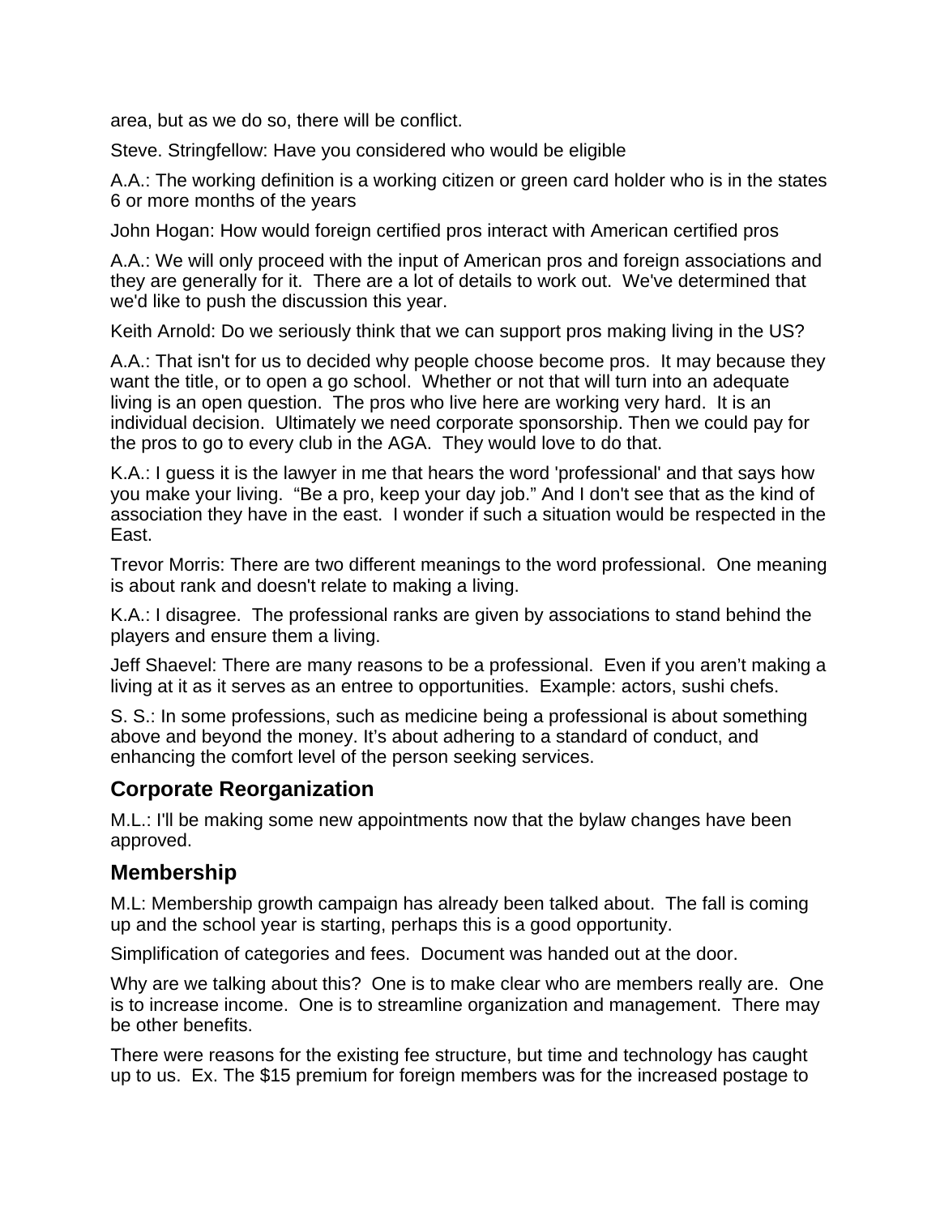area, but as we do so, there will be conflict.

Steve. Stringfellow: Have you considered who would be eligible

A.A.: The working definition is a working citizen or green card holder who is in the states 6 or more months of the years

John Hogan: How would foreign certified pros interact with American certified pros

A.A.: We will only proceed with the input of American pros and foreign associations and they are generally for it.  There are a lot of details to work out.  We've determined that we'd like to push the discussion this year.

Keith Arnold: Do we seriously think that we can support pros making living in the US?

A.A.: That isn't for us to decided why people choose become pros.  It may because they want the title, or to open a go school.  Whether or not that will turn into an adequate living is an open question.  The pros who live here are working very hard.  It is an individual decision.  Ultimately we need corporate sponsorship. Then we could pay for the pros to go to every club in the AGA.  They would love to do that.

K.A.: I guess it is the lawyer in me that hears the word 'professional' and that says how you make your living.  “Be a pro, keep your day job.” And I don't see that as the kind of association they have in the east.  I wonder if such a situation would be respected in the East.

Trevor Morris: There are two different meanings to the word professional.  One meaning is about rank and doesn't relate to making a living.

K.A.: I disagree.  The professional ranks are given by associations to stand behind the players and ensure them a living.

Jeff Shaevel: There are many reasons to be a professional.  Even if you aren’t making a living at it as it serves as an entree to opportunities.  Example: actors, sushi chefs.

S. S.: In some professions, such as medicine being a professional is about something above and beyond the money. It’s about adhering to a standard of conduct, and enhancing the comfort level of the person seeking services.

## Corporate Reorganization

M.L.: I'll be making some new appointments now that the bylaw changes have been approved.

## Membership

M.L: Membership growth campaign has already been talked about.  The fall is coming up and the school year is starting, perhaps this is a good opportunity.

Simplification of categories and fees.  Document was handed out at the door.

Why are we talking about this?  One is to make clear who are members really are.  One is to increase income.  One is to streamline organization and management.  There may be other benefits.

There were reasons for the existing fee structure, but time and technology has caught up to us.  Ex. The $15 premium for foreign members was for the increased postage to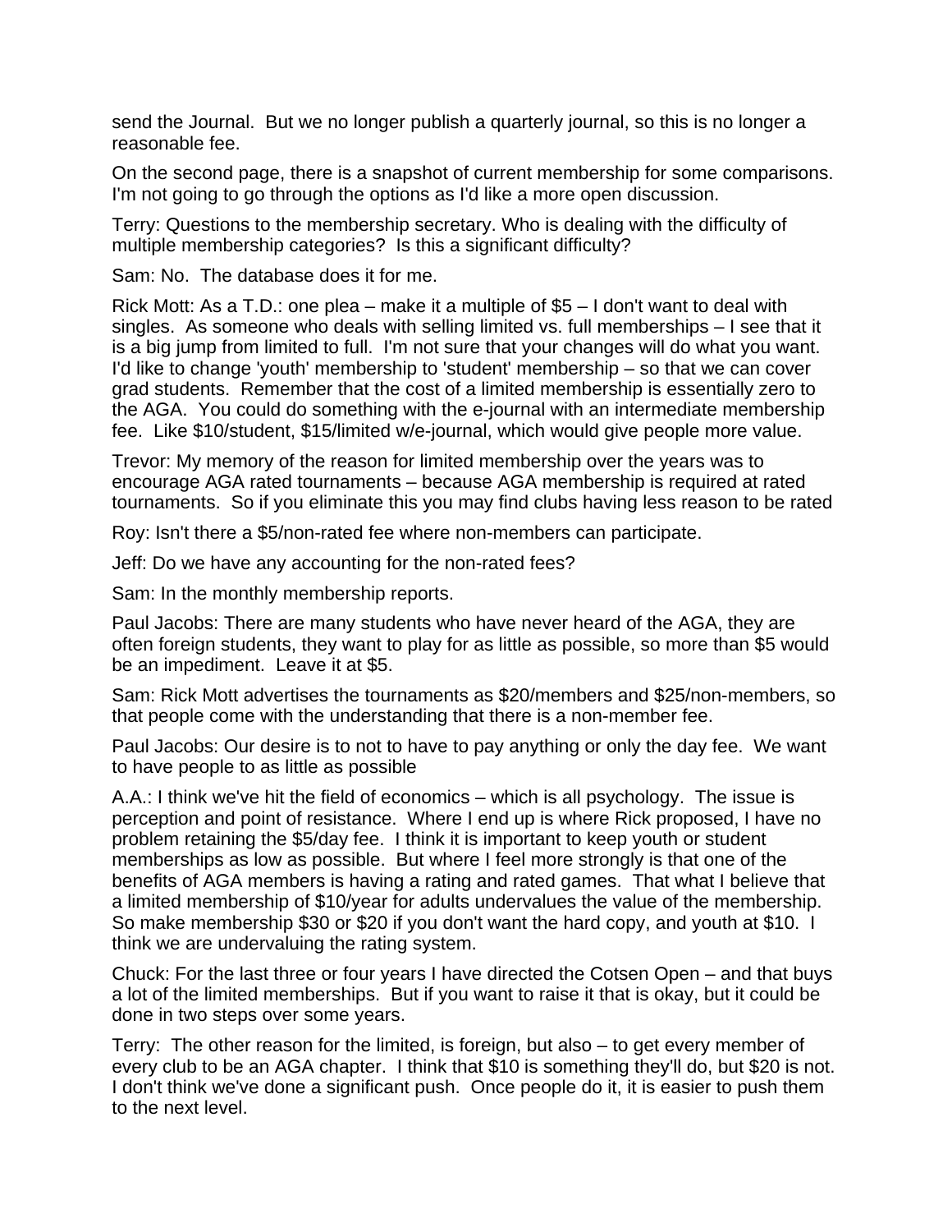send the Journal. But we no longer publish a quarterly journal, so this is no longer a reasonable fee.

On the second page, there is a snapshot of current membership for some comparisons. I'm not going to go through the options as I'd like a more open discussion.

Terry: Questions to the membership secretary. Who is dealing with the difficulty of multiple membership categories? Is this a significant difficulty?

Sam: No. The database does it for me.

Rick Mott: As a T.D.: one plea – make it a multiple of $5 – I don't want to deal with singles. As someone who deals with selling limited vs. full memberships – I see that it is a big jump from limited to full. I'm not sure that your changes will do what you want. I'd like to change 'youth' membership to 'student' membership – so that we can cover grad students. Remember that the cost of a limited membership is essentially zero to the AGA. You could do something with the e-journal with an intermediate membership fee. Like $10/student, $15/limited w/e-journal, which would give people more value.

Trevor: My memory of the reason for limited membership over the years was to encourage AGA rated tournaments – because AGA membership is required at rated tournaments. So if you eliminate this you may find clubs having less reason to be rated

Roy: Isn't there a $5/non-rated fee where non-members can participate.

Jeff: Do we have any accounting for the non-rated fees?

Sam: In the monthly membership reports.

Paul Jacobs: There are many students who have never heard of the AGA, they are often foreign students, they want to play for as little as possible, so more than $5 would be an impediment. Leave it at $5.

Sam: Rick Mott advertises the tournaments as $20/members and $25/non-members, so that people come with the understanding that there is a non-member fee.

Paul Jacobs: Our desire is to not to have to pay anything or only the day fee. We want to have people to as little as possible

A.A.: I think we've hit the field of economics – which is all psychology. The issue is perception and point of resistance. Where I end up is where Rick proposed, I have no problem retaining the $5/day fee. I think it is important to keep youth or student memberships as low as possible. But where I feel more strongly is that one of the benefits of AGA members is having a rating and rated games. That what I believe that a limited membership of $10/year for adults undervalues the value of the membership. So make membership $30 or $20 if you don't want the hard copy, and youth at $10. I think we are undervaluing the rating system.

Chuck: For the last three or four years I have directed the Cotsen Open – and that buys a lot of the limited memberships. But if you want to raise it that is okay, but it could be done in two steps over some years.

Terry: The other reason for the limited, is foreign, but also – to get every member of every club to be an AGA chapter. I think that $10 is something they'll do, but $20 is not. I don't think we've done a significant push. Once people do it, it is easier to push them to the next level.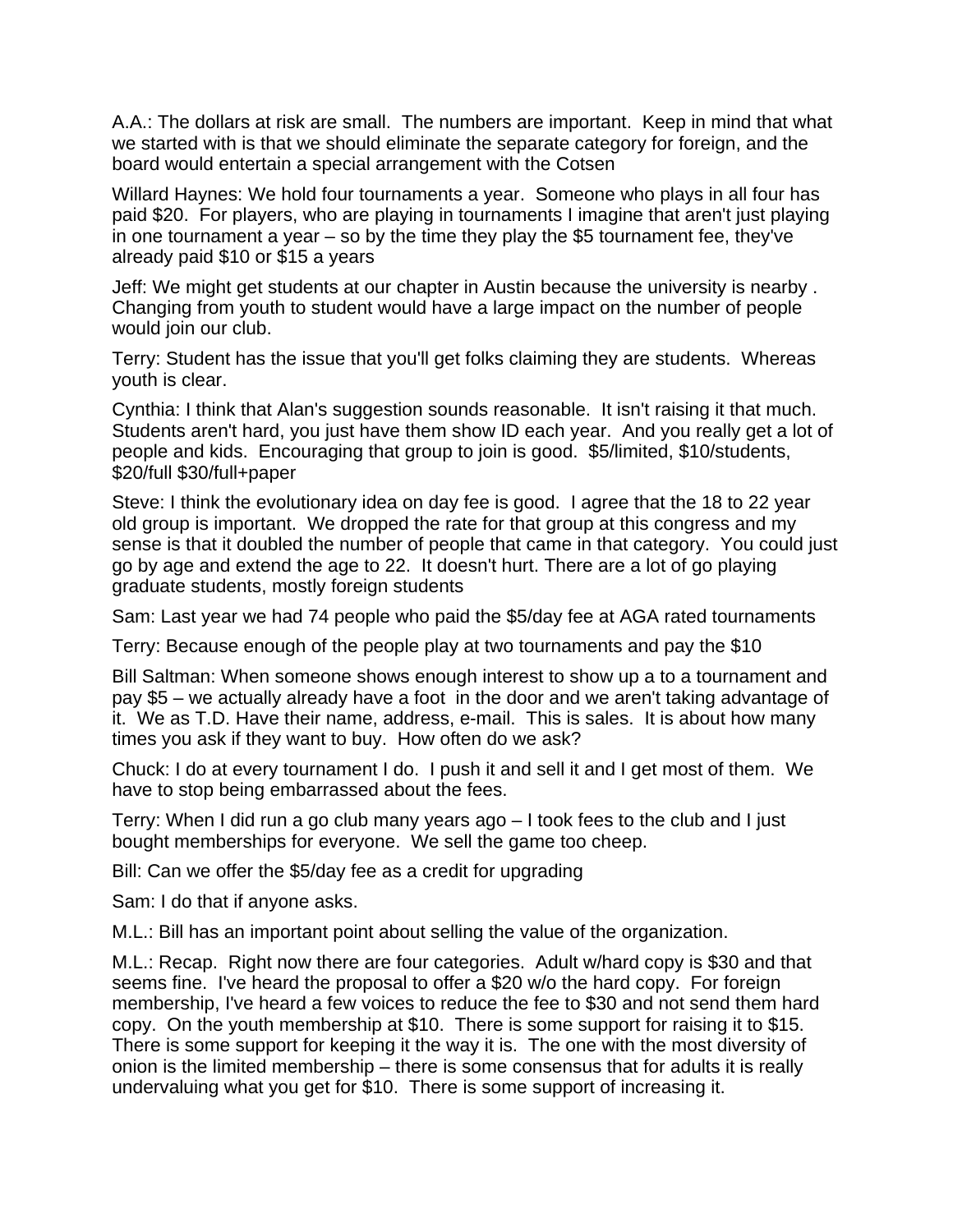A.A.: The dollars at risk are small. The numbers are important. Keep in mind that what we started with is that we should eliminate the separate category for foreign, and the board would entertain a special arrangement with the Cotsen

Willard Haynes: We hold four tournaments a year. Someone who plays in all four has paid $20. For players, who are playing in tournaments I imagine that aren't just playing in one tournament a year – so by the time they play the $5 tournament fee, they've already paid $10 or $15 a years

Jeff: We might get students at our chapter in Austin because the university is nearby . Changing from youth to student would have a large impact on the number of people would join our club.

Terry: Student has the issue that you'll get folks claiming they are students. Whereas youth is clear.

Cynthia: I think that Alan's suggestion sounds reasonable. It isn't raising it that much. Students aren't hard, you just have them show ID each year. And you really get a lot of people and kids. Encouraging that group to join is good. $5/limited, $10/students, $20/full $30/full+paper

Steve: I think the evolutionary idea on day fee is good. I agree that the 18 to 22 year old group is important. We dropped the rate for that group at this congress and my sense is that it doubled the number of people that came in that category. You could just go by age and extend the age to 22. It doesn't hurt. There are a lot of go playing graduate students, mostly foreign students

Sam: Last year we had 74 people who paid the $5/day fee at AGA rated tournaments

Terry: Because enough of the people play at two tournaments and pay the $10

Bill Saltman: When someone shows enough interest to show up a to a tournament and pay $5 – we actually already have a foot in the door and we aren't taking advantage of it. We as T.D. Have their name, address, e-mail. This is sales. It is about how many times you ask if they want to buy. How often do we ask?

Chuck: I do at every tournament I do. I push it and sell it and I get most of them. We have to stop being embarrassed about the fees.

Terry: When I did run a go club many years ago – I took fees to the club and I just bought memberships for everyone. We sell the game too cheep.

Bill: Can we offer the $5/day fee as a credit for upgrading

Sam: I do that if anyone asks.

M.L.: Bill has an important point about selling the value of the organization.

M.L.: Recap. Right now there are four categories. Adult w/hard copy is $30 and that seems fine. I've heard the proposal to offer a $20 w/o the hard copy. For foreign membership, I've heard a few voices to reduce the fee to $30 and not send them hard copy. On the youth membership at $10. There is some support for raising it to $15. There is some support for keeping it the way it is. The one with the most diversity of onion is the limited membership – there is some consensus that for adults it is really undervaluing what you get for $10. There is some support of increasing it.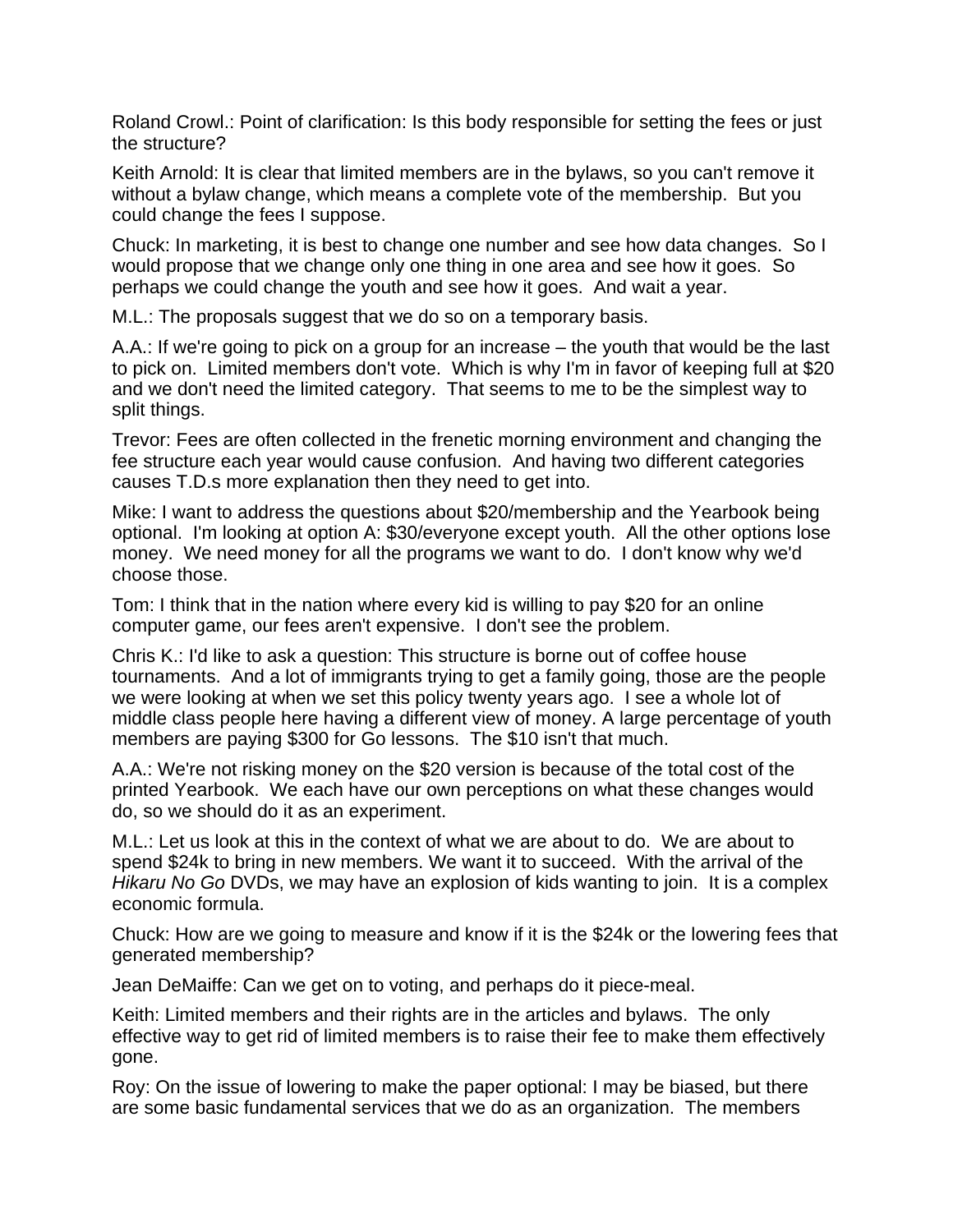Roland Crowl.: Point of clarification: Is this body responsible for setting the fees or just the structure?

Keith Arnold: It is clear that limited members are in the bylaws, so you can't remove it without a bylaw change, which means a complete vote of the membership. But you could change the fees I suppose.

Chuck: In marketing, it is best to change one number and see how data changes. So I would propose that we change only one thing in one area and see how it goes. So perhaps we could change the youth and see how it goes. And wait a year.

M.L.: The proposals suggest that we do so on a temporary basis.

A.A.: If we're going to pick on a group for an increase – the youth that would be the last to pick on. Limited members don't vote. Which is why I'm in favor of keeping full at $20 and we don't need the limited category. That seems to me to be the simplest way to split things.

Trevor: Fees are often collected in the frenetic morning environment and changing the fee structure each year would cause confusion. And having two different categories causes T.D.s more explanation then they need to get into.

Mike: I want to address the questions about $20/membership and the Yearbook being optional. I'm looking at option A: $30/everyone except youth. All the other options lose money. We need money for all the programs we want to do. I don't know why we'd choose those.

Tom: I think that in the nation where every kid is willing to pay $20 for an online computer game, our fees aren't expensive. I don't see the problem.

Chris K.: I'd like to ask a question: This structure is borne out of coffee house tournaments. And a lot of immigrants trying to get a family going, those are the people we were looking at when we set this policy twenty years ago. I see a whole lot of middle class people here having a different view of money. A large percentage of youth members are paying $300 for Go lessons. The $10 isn't that much.

A.A.: We're not risking money on the $20 version is because of the total cost of the printed Yearbook. We each have our own perceptions on what these changes would do, so we should do it as an experiment.

M.L.: Let us look at this in the context of what we are about to do. We are about to spend $24k to bring in new members. We want it to succeed. With the arrival of the *Hikaru No Go* DVDs, we may have an explosion of kids wanting to join. It is a complex economic formula.

Chuck: How are we going to measure and know if it is the $24k or the lowering fees that generated membership?

Jean DeMaiffe: Can we get on to voting, and perhaps do it piece-meal.

Keith: Limited members and their rights are in the articles and bylaws. The only effective way to get rid of limited members is to raise their fee to make them effectively gone.

Roy: On the issue of lowering to make the paper optional: I may be biased, but there are some basic fundamental services that we do as an organization. The members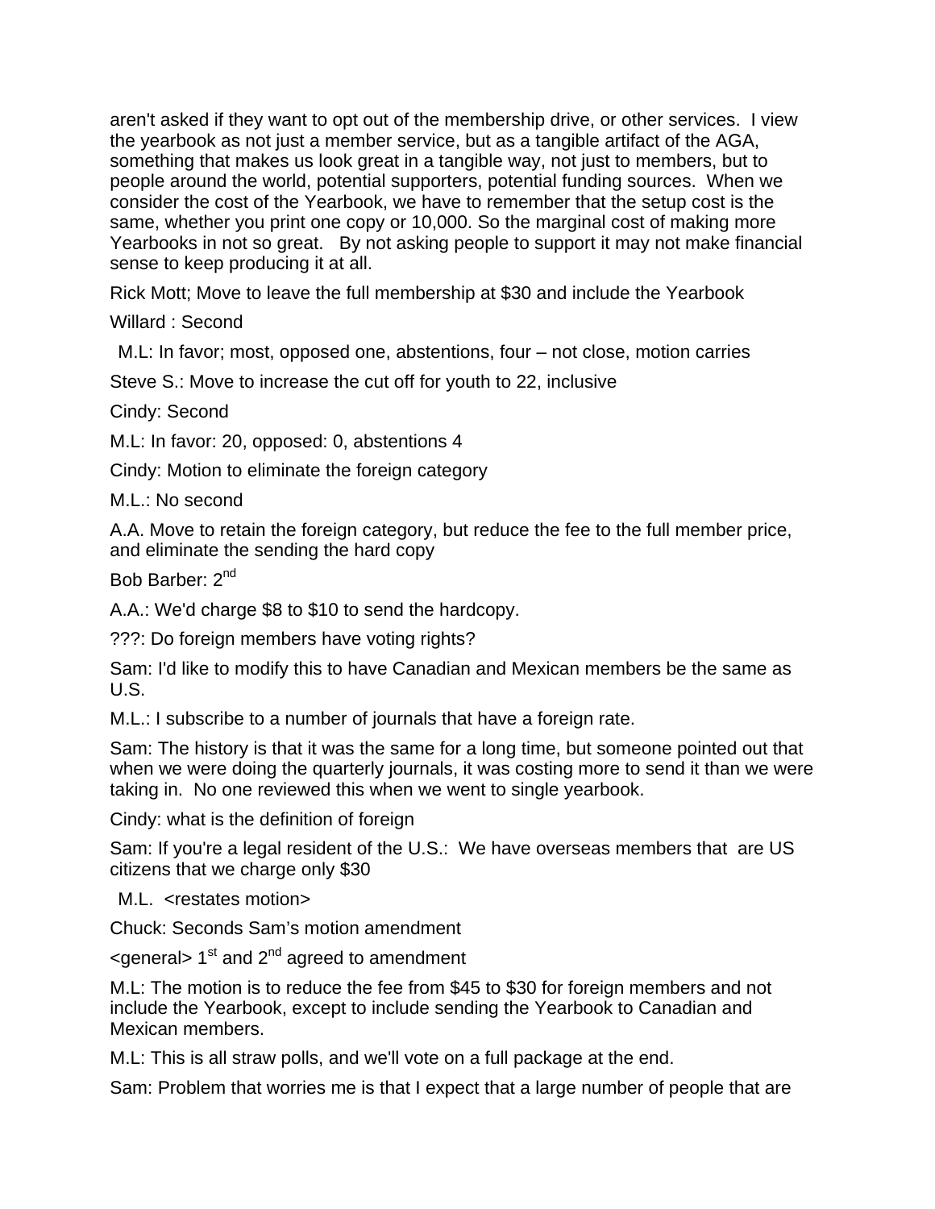aren't asked if they want to opt out of the membership drive, or other services. I view the yearbook as not just a member service, but as a tangible artifact of the AGA, something that makes us look great in a tangible way, not just to members, but to people around the world, potential supporters, potential funding sources. When we consider the cost of the Yearbook, we have to remember that the setup cost is the same, whether you print one copy or 10,000. So the marginal cost of making more Yearbooks in not so great. By not asking people to support it may not make financial sense to keep producing it at all.

Rick Mott; Move to leave the full membership at $30 and include the Yearbook

Willard : Second

M.L: In favor; most, opposed one, abstentions, four – not close, motion carries

Steve S.: Move to increase the cut off for youth to 22, inclusive

Cindy: Second

M.L: In favor: 20, opposed: 0, abstentions 4

Cindy: Motion to eliminate the foreign category

M.L.: No second

A.A. Move to retain the foreign category, but reduce the fee to the full member price, and eliminate the sending the hard copy

Bob Barber: 2nd

A.A.: We'd charge $8 to $10 to send the hardcopy.

???: Do foreign members have voting rights?

Sam: I'd like to modify this to have Canadian and Mexican members be the same as U.S.

M.L.: I subscribe to a number of journals that have a foreign rate.

Sam: The history is that it was the same for a long time, but someone pointed out that when we were doing the quarterly journals, it was costing more to send it than we were taking in. No one reviewed this when we went to single yearbook.

Cindy: what is the definition of foreign

Sam: If you're a legal resident of the U.S.: We have overseas members that are US citizens that we charge only $30

M.L. <restates motion>

Chuck: Seconds Sam's motion amendment

<general> 1st and 2nd agreed to amendment

M.L: The motion is to reduce the fee from $45 to $30 for foreign members and not include the Yearbook, except to include sending the Yearbook to Canadian and Mexican members.

M.L: This is all straw polls, and we'll vote on a full package at the end.

Sam: Problem that worries me is that I expect that a large number of people that are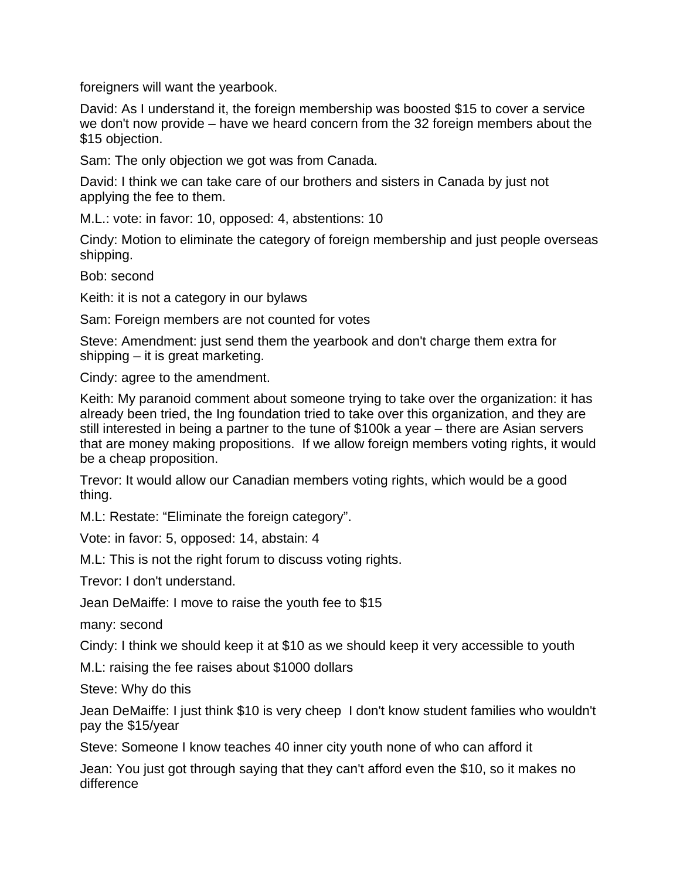foreigners will want the yearbook.

David: As I understand it, the foreign membership was boosted $15 to cover a service we don't now provide – have we heard concern from the 32 foreign members about the $15 objection.

Sam: The only objection we got was from Canada.

David: I think we can take care of our brothers and sisters in Canada by just not applying the fee to them.

M.L.: vote: in favor: 10, opposed: 4, abstentions: 10

Cindy: Motion to eliminate the category of foreign membership and just people overseas shipping.

Bob: second

Keith: it is not a category in our bylaws

Sam: Foreign members are not counted for votes

Steve: Amendment: just send them the yearbook and don't charge them extra for shipping – it is great marketing.

Cindy: agree to the amendment.

Keith: My paranoid comment about someone trying to take over the organization: it has already been tried, the Ing foundation tried to take over this organization, and they are still interested in being a partner to the tune of $100k a year – there are Asian servers that are money making propositions.  If we allow foreign members voting rights, it would be a cheap proposition.

Trevor: It would allow our Canadian members voting rights, which would be a good thing.

M.L: Restate: "Eliminate the foreign category".

Vote: in favor: 5, opposed: 14, abstain: 4

M.L: This is not the right forum to discuss voting rights.

Trevor: I don't understand.

Jean DeMaiffe: I move to raise the youth fee to $15

many: second

Cindy: I think we should keep it at $10 as we should keep it very accessible to youth

M.L: raising the fee raises about $1000 dollars

Steve: Why do this

Jean DeMaiffe: I just think $10 is very cheep  I don't know student families who wouldn't pay the $15/year

Steve: Someone I know teaches 40 inner city youth none of who can afford it

Jean: You just got through saying that they can't afford even the $10, so it makes no difference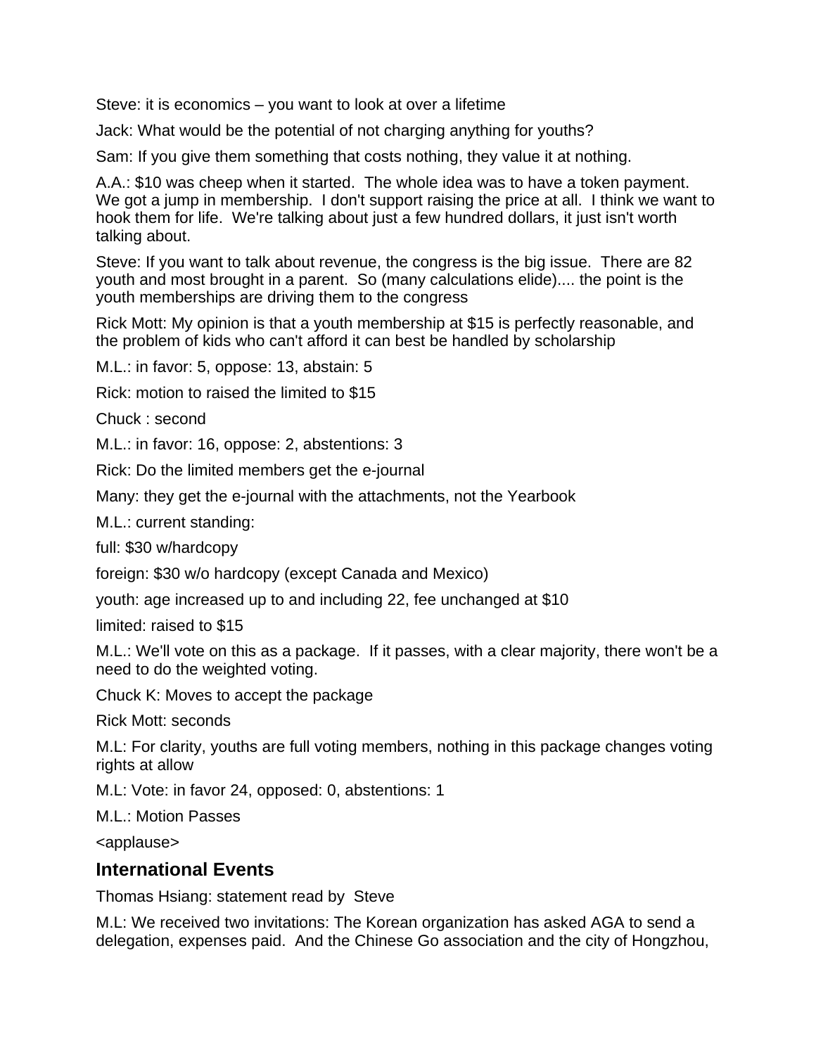Steve: it is economics – you want to look at over a lifetime

Jack: What would be the potential of not charging anything for youths?

Sam: If you give them something that costs nothing, they value it at nothing.

A.A.: $10 was cheep when it started. The whole idea was to have a token payment. We got a jump in membership. I don't support raising the price at all. I think we want to hook them for life. We're talking about just a few hundred dollars, it just isn't worth talking about.

Steve: If you want to talk about revenue, the congress is the big issue. There are 82 youth and most brought in a parent. So (many calculations elide).... the point is the youth memberships are driving them to the congress

Rick Mott: My opinion is that a youth membership at $15 is perfectly reasonable, and the problem of kids who can't afford it can best be handled by scholarship

M.L.: in favor: 5, oppose: 13, abstain: 5

Rick: motion to raised the limited to $15

Chuck : second

M.L.: in favor: 16, oppose: 2, abstentions: 3

Rick: Do the limited members get the e-journal

Many: they get the e-journal with the attachments, not the Yearbook

M.L.: current standing:

full: $30 w/hardcopy

foreign: $30 w/o hardcopy (except Canada and Mexico)

youth: age increased up to and including 22, fee unchanged at $10

limited: raised to $15

M.L.: We'll vote on this as a package. If it passes, with a clear majority, there won't be a need to do the weighted voting.

Chuck K: Moves to accept the package

Rick Mott: seconds

M.L: For clarity, youths are full voting members, nothing in this package changes voting rights at allow

M.L: Vote: in favor 24, opposed: 0, abstentions: 1

M.L.: Motion Passes

<applause>

## International Events

Thomas Hsiang: statement read by Steve

M.L: We received two invitations: The Korean organization has asked AGA to send a delegation, expenses paid. And the Chinese Go association and the city of Hongzhou,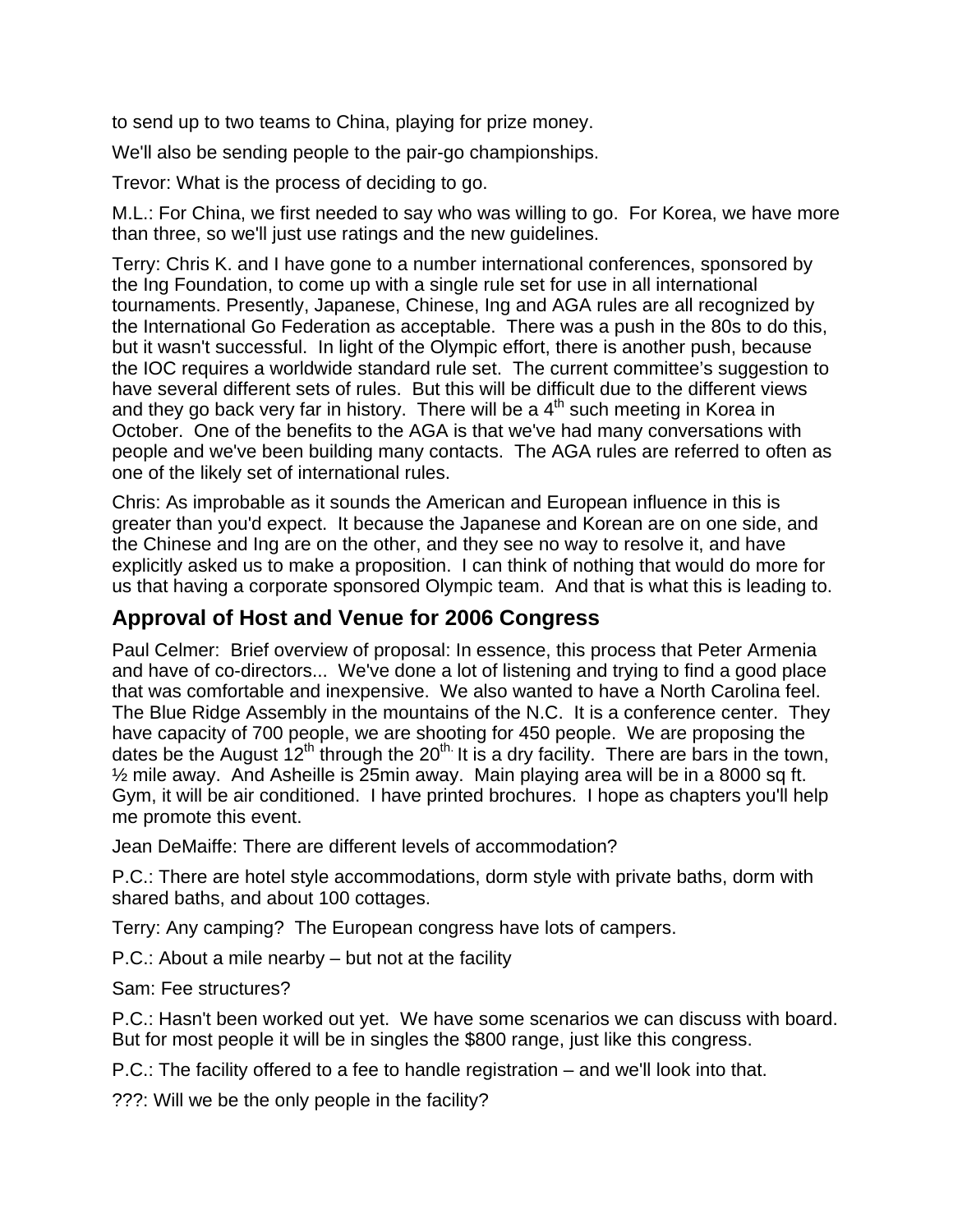to send up to two teams to China, playing for prize money.

We'll also be sending people to the pair-go championships.

Trevor: What is the process of deciding to go.

M.L.: For China, we first needed to say who was willing to go. For Korea, we have more than three, so we'll just use ratings and the new guidelines.

Terry: Chris K. and I have gone to a number international conferences, sponsored by the Ing Foundation, to come up with a single rule set for use in all international tournaments. Presently, Japanese, Chinese, Ing and AGA rules are all recognized by the International Go Federation as acceptable. There was a push in the 80s to do this, but it wasn't successful. In light of the Olympic effort, there is another push, because the IOC requires a worldwide standard rule set. The current committee's suggestion to have several different sets of rules. But this will be difficult due to the different views and they go back very far in history. There will be a 4th such meeting in Korea in October. One of the benefits to the AGA is that we've had many conversations with people and we've been building many contacts. The AGA rules are referred to often as one of the likely set of international rules.

Chris: As improbable as it sounds the American and European influence in this is greater than you'd expect. It because the Japanese and Korean are on one side, and the Chinese and Ing are on the other, and they see no way to resolve it, and have explicitly asked us to make a proposition. I can think of nothing that would do more for us that having a corporate sponsored Olympic team. And that is what this is leading to.

## Approval of Host and Venue for 2006 Congress

Paul Celmer: Brief overview of proposal: In essence, this process that Peter Armenia and have of co-directors... We've done a lot of listening and trying to find a good place that was comfortable and inexpensive. We also wanted to have a North Carolina feel. The Blue Ridge Assembly in the mountains of the N.C. It is a conference center. They have capacity of 700 people, we are shooting for 450 people. We are proposing the dates be the August 12th through the 20th. It is a dry facility. There are bars in the town, ½ mile away. And Asheille is 25min away. Main playing area will be in a 8000 sq ft. Gym, it will be air conditioned. I have printed brochures. I hope as chapters you'll help me promote this event.

Jean DeMaiffe: There are different levels of accommodation?

P.C.: There are hotel style accommodations, dorm style with private baths, dorm with shared baths, and about 100 cottages.

Terry: Any camping? The European congress have lots of campers.

P.C.: About a mile nearby – but not at the facility

Sam: Fee structures?

P.C.: Hasn't been worked out yet. We have some scenarios we can discuss with board. But for most people it will be in singles the $800 range, just like this congress.

P.C.: The facility offered to a fee to handle registration – and we'll look into that.

???: Will we be the only people in the facility?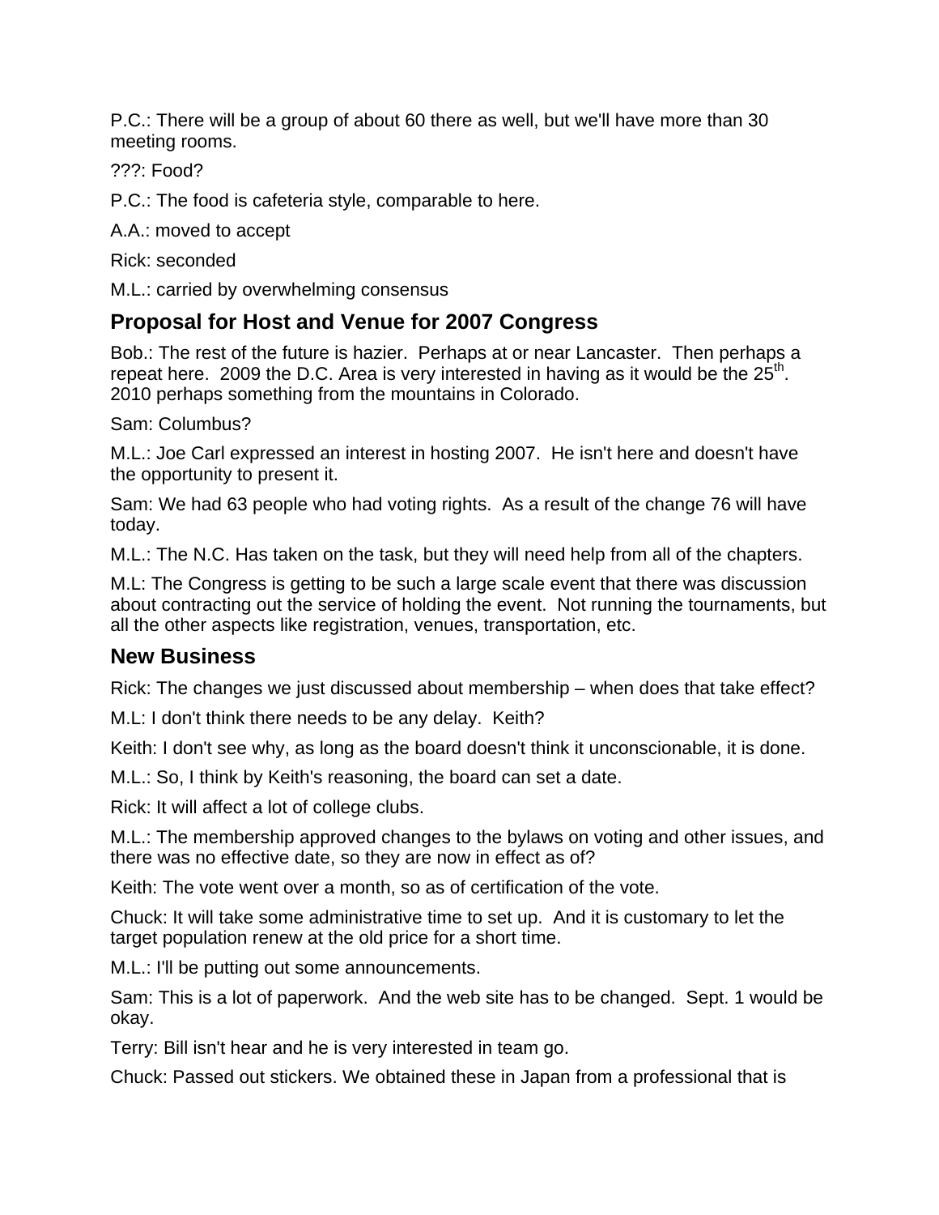P.C.: There will be a group of about 60 there as well, but we'll have more than 30 meeting rooms.

???: Food?

P.C.: The food is cafeteria style, comparable to here.

A.A.: moved to accept

Rick: seconded

M.L.: carried by overwhelming consensus

## Proposal for Host and Venue for 2007 Congress

Bob.: The rest of the future is hazier. Perhaps at or near Lancaster. Then perhaps a repeat here. 2009 the D.C. Area is very interested in having as it would be the 25th. 2010 perhaps something from the mountains in Colorado.

Sam: Columbus?

M.L.: Joe Carl expressed an interest in hosting 2007. He isn't here and doesn't have the opportunity to present it.

Sam: We had 63 people who had voting rights. As a result of the change 76 will have today.

M.L.: The N.C. Has taken on the task, but they will need help from all of the chapters.

M.L: The Congress is getting to be such a large scale event that there was discussion about contracting out the service of holding the event. Not running the tournaments, but all the other aspects like registration, venues, transportation, etc.

## New Business

Rick: The changes we just discussed about membership – when does that take effect?

M.L: I don't think there needs to be any delay. Keith?

Keith: I don't see why, as long as the board doesn't think it unconscionable, it is done.

M.L.: So, I think by Keith's reasoning, the board can set a date.

Rick: It will affect a lot of college clubs.

M.L.: The membership approved changes to the bylaws on voting and other issues, and there was no effective date, so they are now in effect as of?

Keith: The vote went over a month, so as of certification of the vote.

Chuck: It will take some administrative time to set up. And it is customary to let the target population renew at the old price for a short time.

M.L.: I'll be putting out some announcements.

Sam: This is a lot of paperwork. And the web site has to be changed. Sept. 1 would be okay.

Terry: Bill isn't hear and he is very interested in team go.

Chuck: Passed out stickers. We obtained these in Japan from a professional that is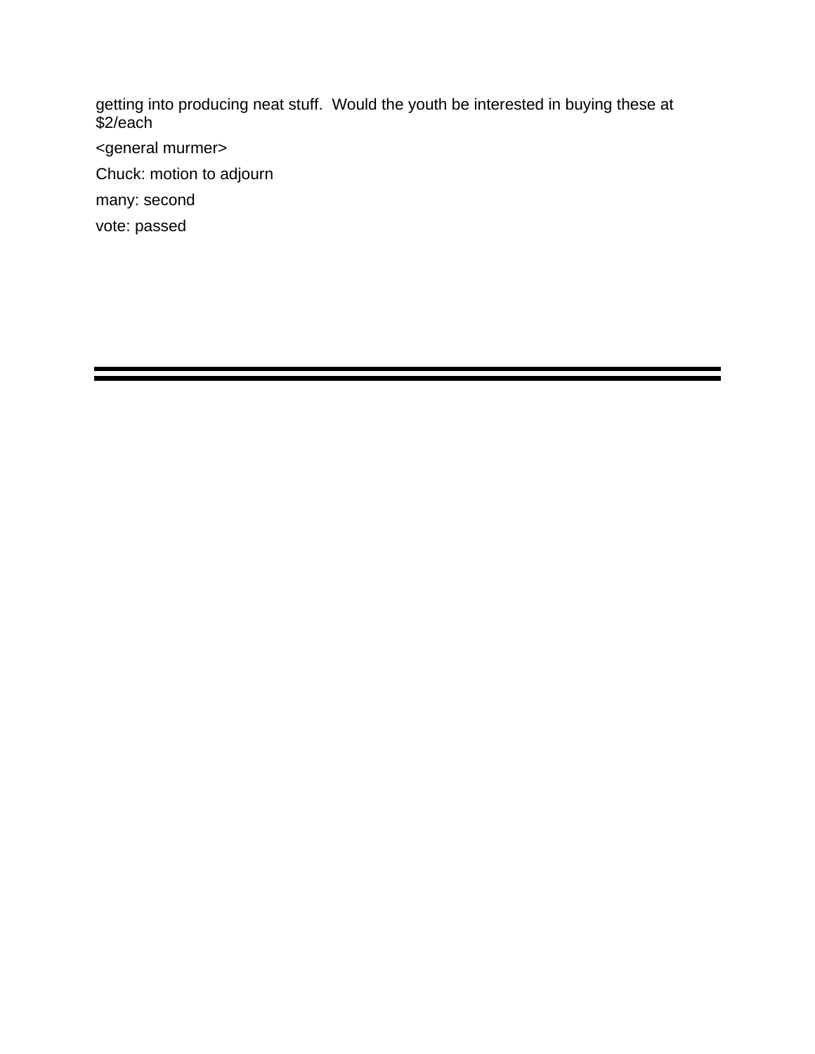getting into producing neat stuff. Would the youth be interested in buying these at $2/each

<general murmer>

Chuck: motion to adjourn

many: second

vote: passed